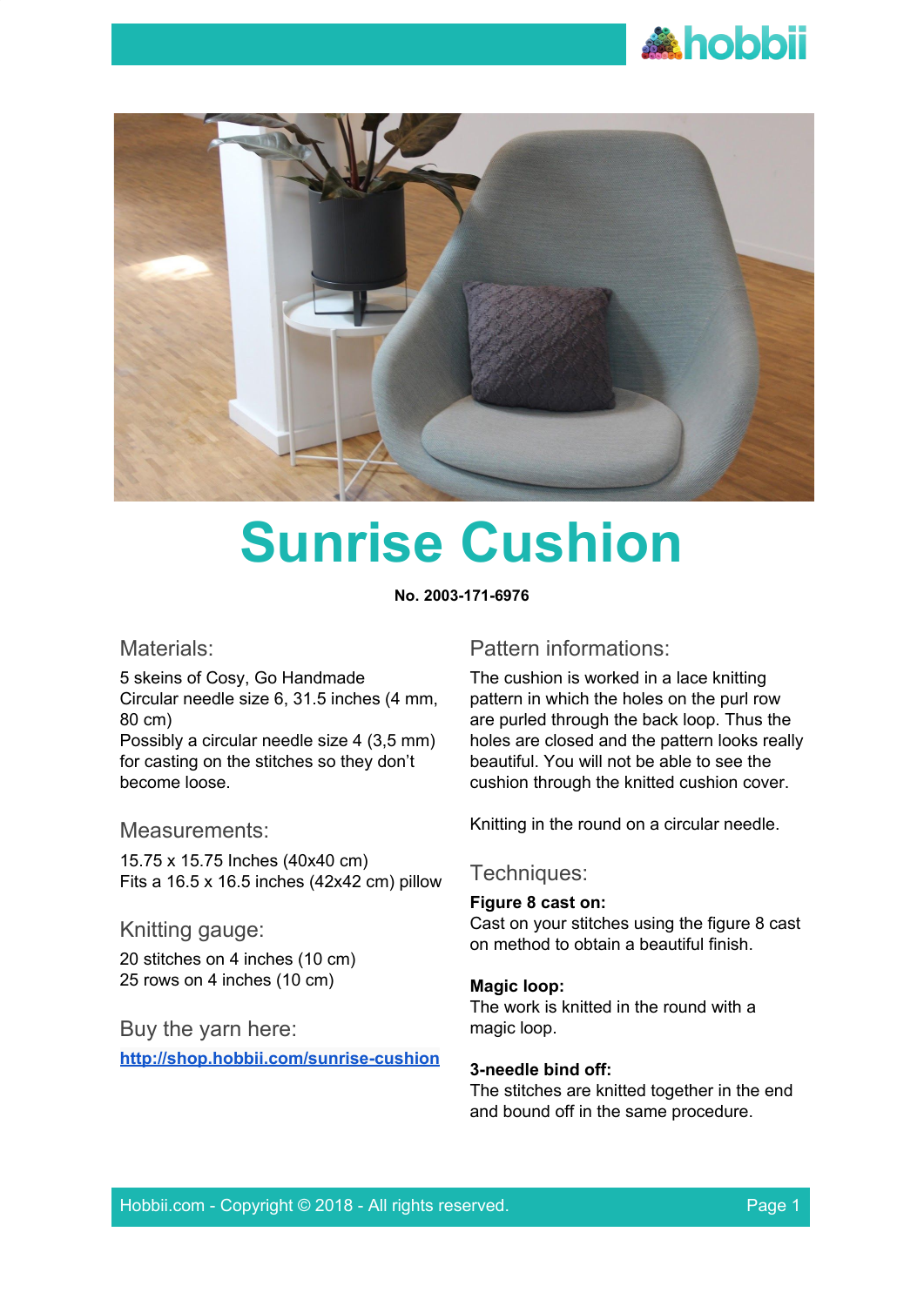# Sunrise Cushion

**No. 2003-171-6976**

## Materials:

5 skeins of Cosy, Go Handmade
Circular needle size 6, 31.5 inches (4 mm, 80 cm)
Possibly a circular needle size 4 (3,5 mm) for casting on the stitches so they don't become loose.

## Measurements:

15.75 x 15.75 Inches (40x40 cm)
Fits a 16.5 x 16.5 inches (42x42 cm) pillow

## Knitting gauge:

20 stitches on 4 inches (10 cm)
25 rows on 4 inches (10 cm)

## Buy the yarn here:

[http://shop.hobbii.com/sunrise-cushion](http://shop.hobbii.com/sunrise-cushion)

## Pattern informations:

The cushion is worked in a lace knitting pattern in which the holes on the purl row are purled through the back loop. Thus the holes are closed and the pattern looks really beautiful. You will not be able to see the cushion through the knitted cushion cover.

Knitting in the round on a circular needle.

## Techniques:

**Figure 8 cast on:**
Cast on your stitches using the figure 8 cast on method to obtain a beautiful finish.

**Magic loop:**
The work is knitted in the round with a magic loop.

**3-needle bind off:**
The stitches are knitted together in the end and bound off in the same procedure.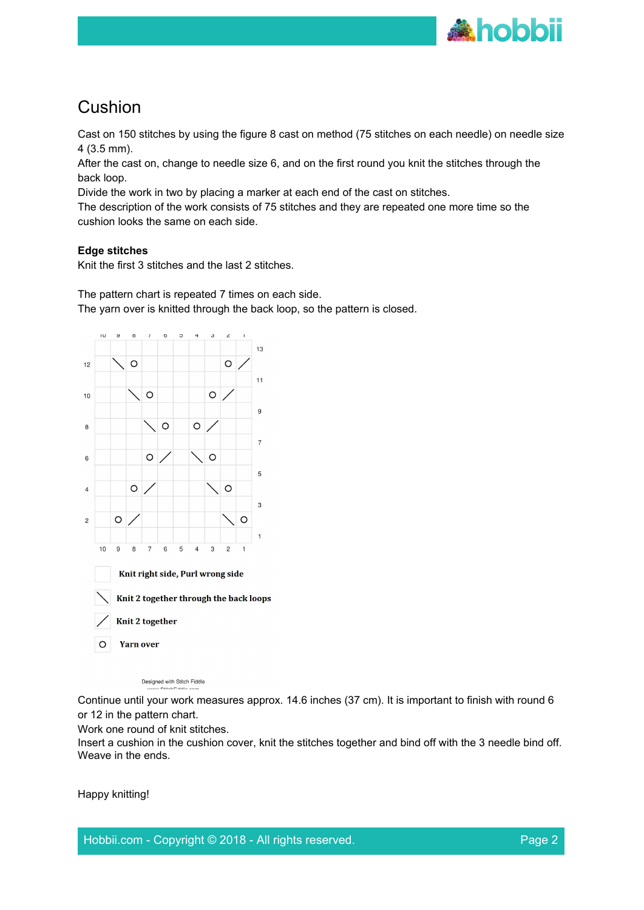# Cushion

Cast on 150 stitches by using the figure 8 cast on method (75 stitches on each needle) on needle size 4 (3.5 mm).
After the cast on, change to needle size 6, and on the first round you knit the stitches through the back loop.
Divide the work in two by placing a marker at each end of the cast on stitches.
The description of the work consists of 75 stitches and they are repeated one more time so the cushion looks the same on each side.

**Edge stitches**
Knit the first 3 stitches and the last 2 stitches.

The pattern chart is repeated 7 times on each side.
The yarn over is knitted through the back loop, so the pattern is closed.

10 9 8 7 6 5 4 3 2 1

13
12
11
10
9
8
7
6
5
4
3
2
1

10 9 8 7 6 5 4 3 2 1

Knit right side, Purl wrong side

Knit 2 together through the back loops

Knit 2 together

Yarn over

Designed with Stitch Fiddle

Continue until your work measures approx. 14.6 inches (37 cm). It is important to finish with round 6 or 12 in the pattern chart.
Work one round of knit stitches.
Insert a cushion in the cushion cover, knit the stitches together and bind off with the 3 needle bind off.
Weave in the ends.

Happy knitting!